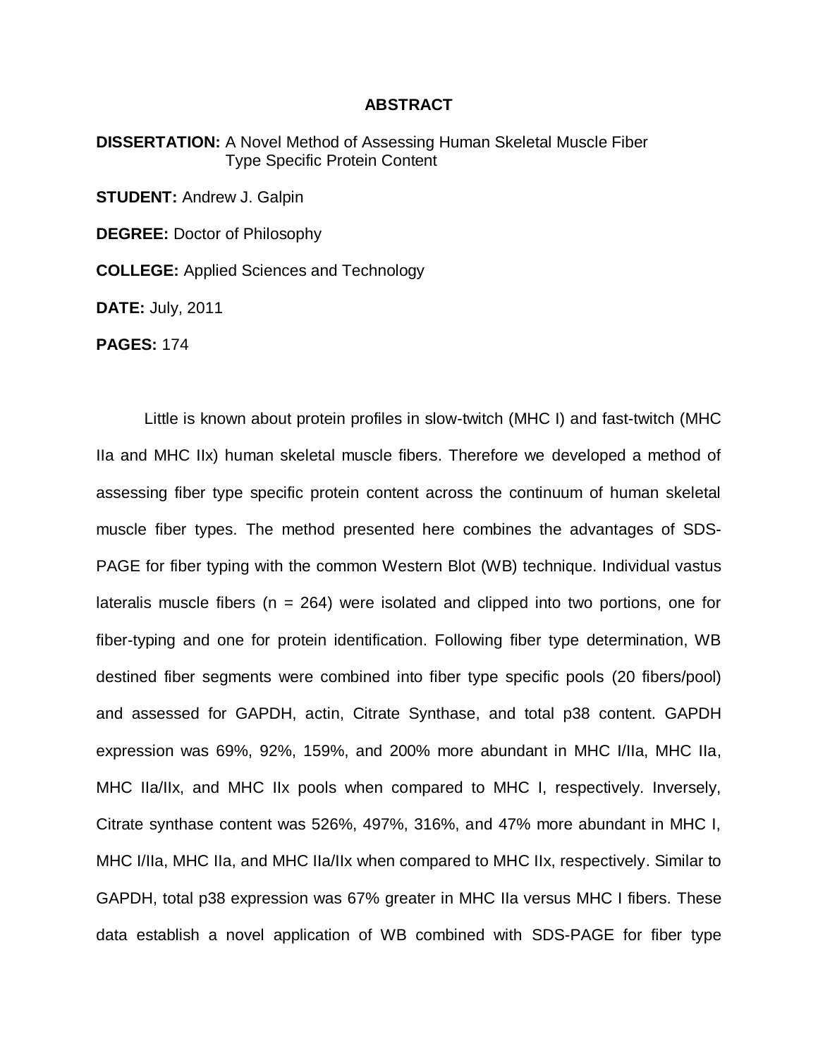# ABSTRACT

**DISSERTATION:** A Novel Method of Assessing Human Skeletal Muscle Fiber Type Specific Protein Content

**STUDENT:** Andrew J. Galpin

**DEGREE:** Doctor of Philosophy

**COLLEGE:** Applied Sciences and Technology

**DATE:** July, 2011

**PAGES:** 174

Little is known about protein profiles in slow-twitch (MHC I) and fast-twitch (MHC IIa and MHC IIx) human skeletal muscle fibers. Therefore we developed a method of assessing fiber type specific protein content across the continuum of human skeletal muscle fiber types. The method presented here combines the advantages of SDS-PAGE for fiber typing with the common Western Blot (WB) technique. Individual vastus lateralis muscle fibers (n = 264) were isolated and clipped into two portions, one for fiber-typing and one for protein identification. Following fiber type determination, WB destined fiber segments were combined into fiber type specific pools (20 fibers/pool) and assessed for GAPDH, actin, Citrate Synthase, and total p38 content. GAPDH expression was 69%, 92%, 159%, and 200% more abundant in MHC I/IIa, MHC IIa, MHC IIa/IIx, and MHC IIx pools when compared to MHC I, respectively. Inversely, Citrate synthase content was 526%, 497%, 316%, and 47% more abundant in MHC I, MHC I/IIa, MHC IIa, and MHC IIa/IIx when compared to MHC IIx, respectively. Similar to GAPDH, total p38 expression was 67% greater in MHC IIa versus MHC I fibers. These data establish a novel application of WB combined with SDS-PAGE for fiber type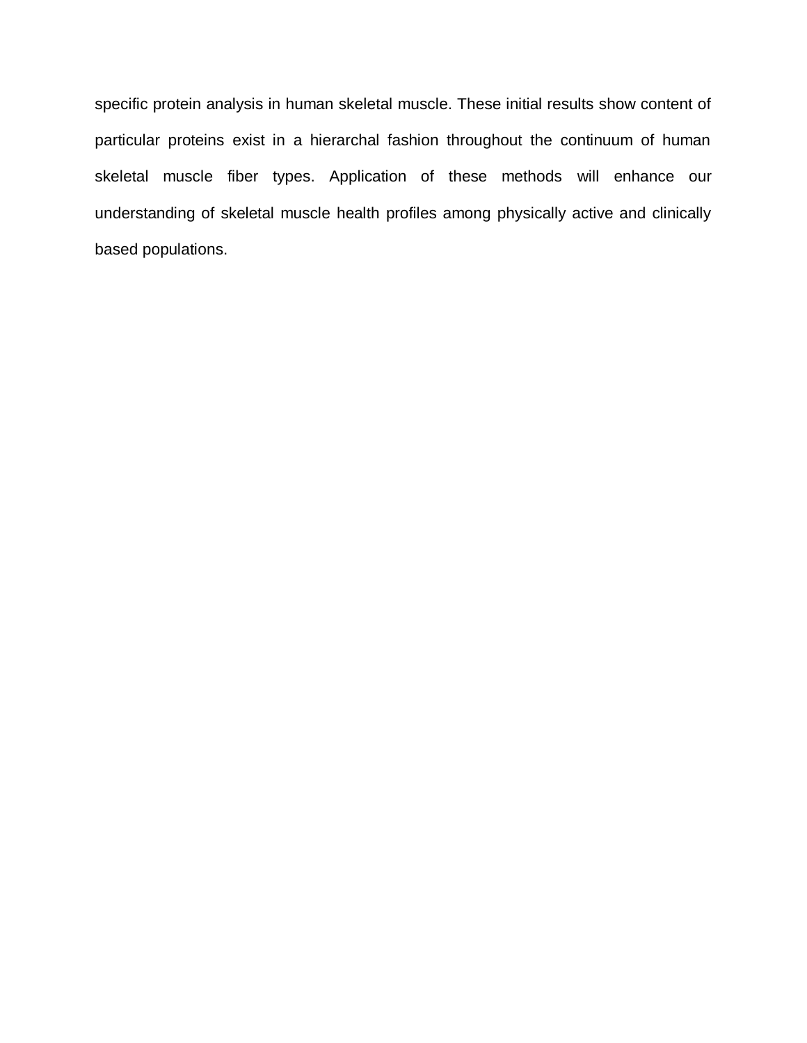specific protein analysis in human skeletal muscle. These initial results show content of particular proteins exist in a hierarchal fashion throughout the continuum of human skeletal muscle fiber types. Application of these methods will enhance our understanding of skeletal muscle health profiles among physically active and clinically based populations.